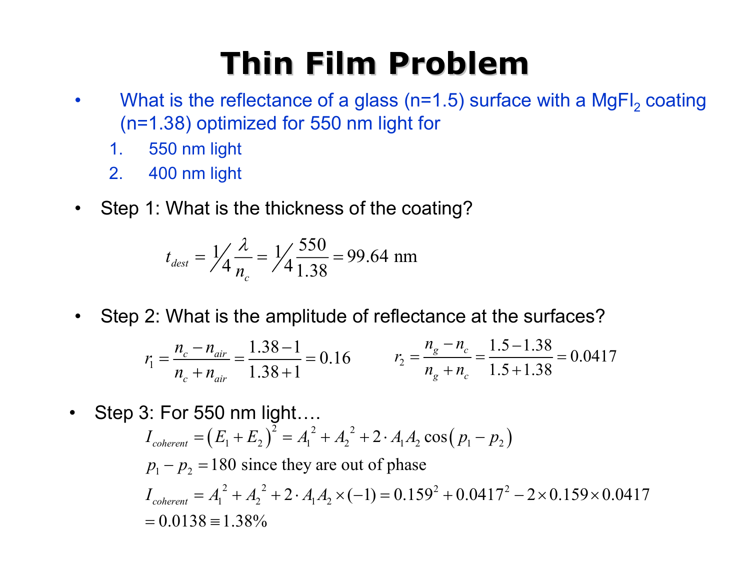# Thin Film Problem

- What is the reflectance of a glass (n=1.5) surface with a $MgFl_2$ coating (n=1.38) optimized for 550 nm light for
  1. 550 nm light
  2. 400 nm light

- Step 1: What is the thickness of the coating?

$$t_{dest} = \frac{1}{4}\frac{\lambda}{n_c} = \frac{1}{4}\frac{550}{1.38} = 99.64 \text{ nm}$$

- Step 2: What is the amplitude of reflectance at the surfaces?

$$r_1 = \frac{n_c - n_{air}}{n_c + n_{air}} = \frac{1.38-1}{1.38+1} = 0.16 \qquad r_2 = \frac{n_g - n_c}{n_g + n_c} = \frac{1.5-1.38}{1.5+1.38} = 0.0417$$

- Step 3: For 550 nm light….

$$I_{coherent} = \left(E_1 + E_2\right)^2 = A_1^{\,2} + A_2^{\,2} + 2 \cdot A_1 A_2 \cos\left(p_1 - p_2\right)$$

$$p_1 - p_2 = 180 \text{ since they are out of phase}$$

$$I_{coherent} = A_1^{\,2} + A_2^{\,2} + 2 \cdot A_1 A_2 \times (-1) = 0.159^2 + 0.0417^2 - 2 \times 0.159 \times 0.0417$$

$$= 0.0138 \equiv 1.38\%$$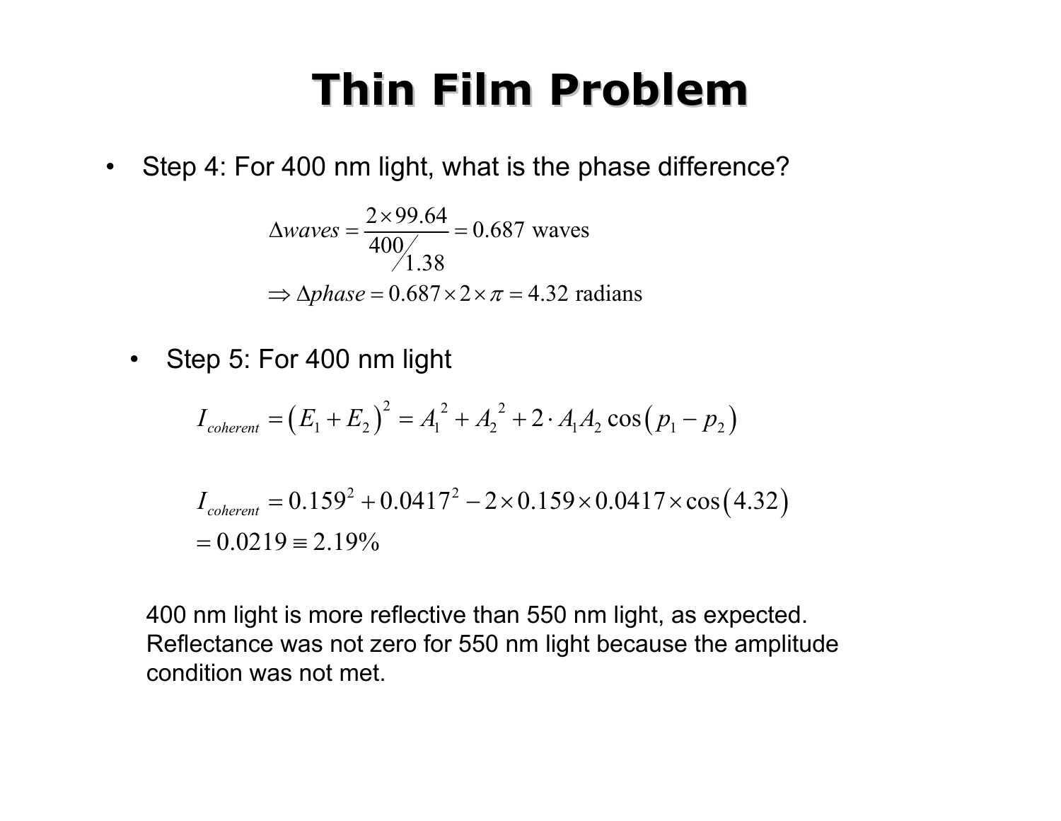# Thin Film Problem

- Step 4: For 400 nm light, what is the phase difference?

$$\Delta waves = \frac{2 \times 99.64}{400 / 1.38} = 0.687 \text{ waves}$$

$$\Rightarrow \Delta phase = 0.687 \times 2 \times \pi = 4.32 \text{ radians}$$

- Step 5: For 400 nm light

$$I_{coherent} = \left(E_1 + E_2\right)^2 = A_1^{\,2} + A_2^{\,2} + 2 \cdot A_1 A_2 \cos\left(p_1 - p_2\right)$$

$$I_{coherent} = 0.159^2 + 0.0417^2 - 2 \times 0.159 \times 0.0417 \times \cos\left(4.32\right)$$
$$= 0.0219 \equiv 2.19\%$$

400 nm light is more reflective than 550 nm light, as expected. Reflectance was not zero for 550 nm light because the amplitude condition was not met.